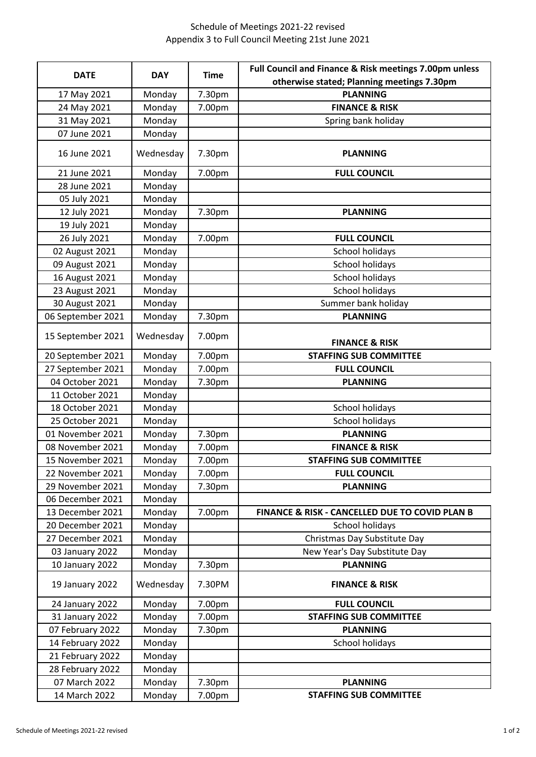Schedule of Meetings 2021-22 revised
Appendix 3 to Full Council Meeting 21st June 2021

| DATE | DAY | Time | Full Council and Finance & Risk meetings 7.00pm unless otherwise stated; Planning meetings 7.30pm |
|---|---|---|---|
| 17 May 2021 | Monday | 7.30pm | **PLANNING** |
| 24 May 2021 | Monday | 7.00pm | **FINANCE & RISK** |
| 31 May 2021 | Monday | | Spring bank holiday |
| 07 June 2021 | Monday | | |
| 16 June 2021 | Wednesday | 7.30pm | **PLANNING** |
| 21 June 2021 | Monday | 7.00pm | **FULL COUNCIL** |
| 28 June 2021 | Monday | | |
| 05 July 2021 | Monday | | |
| 12 July 2021 | Monday | 7.30pm | **PLANNING** |
| 19 July 2021 | Monday | | |
| 26 July 2021 | Monday | 7.00pm | **FULL COUNCIL** |
| 02 August 2021 | Monday | | School holidays |
| 09 August 2021 | Monday | | School holidays |
| 16 August 2021 | Monday | | School holidays |
| 23 August 2021 | Monday | | School holidays |
| 30 August 2021 | Monday | | Summer bank holiday |
| 06 September 2021 | Monday | 7.30pm | **PLANNING** |
| 15 September 2021 | Wednesday | 7.00pm | **FINANCE & RISK** |
| 20 September 2021 | Monday | 7.00pm | **STAFFING SUB COMMITTEE** |
| 27 September 2021 | Monday | 7.00pm | **FULL COUNCIL** |
| 04 October 2021 | Monday | 7.30pm | **PLANNING** |
| 11 October 2021 | Monday | | |
| 18 October 2021 | Monday | | School holidays |
| 25 October 2021 | Monday | | School holidays |
| 01 November 2021 | Monday | 7.30pm | **PLANNING** |
| 08 November 2021 | Monday | 7.00pm | **FINANCE & RISK** |
| 15 November 2021 | Monday | 7.00pm | **STAFFING SUB COMMITTEE** |
| 22 November 2021 | Monday | 7.00pm | **FULL COUNCIL** |
| 29 November 2021 | Monday | 7.30pm | **PLANNING** |
| 06 December 2021 | Monday | | |
| 13 December 2021 | Monday | 7.00pm | **FINANCE & RISK - CANCELLED DUE TO COVID PLAN B** |
| 20 December 2021 | Monday | | School holidays |
| 27 December 2021 | Monday | | Christmas Day Substitute Day |
| 03 January 2022 | Monday | | New Year's Day Substitute Day |
| 10 January 2022 | Monday | 7.30pm | **PLANNING** |
| 19 January 2022 | Wednesday | 7.30PM | **FINANCE & RISK** |
| 24 January 2022 | Monday | 7.00pm | **FULL COUNCIL** |
| 31 January 2022 | Monday | 7.00pm | **STAFFING SUB COMMITTEE** |
| 07 February 2022 | Monday | 7.30pm | **PLANNING** |
| 14 February 2022 | Monday | | School holidays |
| 21 February 2022 | Monday | | |
| 28 February 2022 | Monday | | |
| 07 March 2022 | Monday | 7.30pm | **PLANNING** |
| 14 March 2022 | Monday | 7.00pm | **STAFFING SUB COMMITTEE** |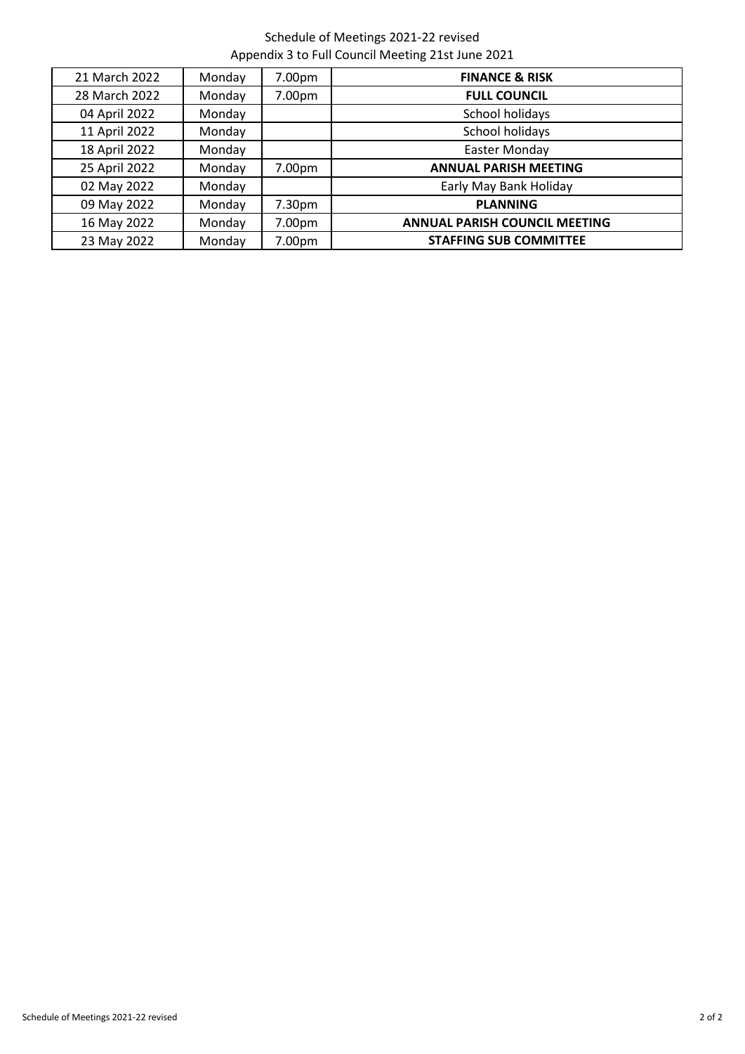Schedule of Meetings 2021-22 revised
Appendix 3 to Full Council Meeting 21st June 2021

| | | | |
|---|---|---|---|
| 21 March 2022 | Monday | 7.00pm | **FINANCE & RISK** |
| 28 March 2022 | Monday | 7.00pm | **FULL COUNCIL** |
| 04 April 2022 | Monday | | School holidays |
| 11 April 2022 | Monday | | School holidays |
| 18 April 2022 | Monday | | Easter Monday |
| 25 April 2022 | Monday | 7.00pm | **ANNUAL PARISH MEETING** |
| 02 May 2022 | Monday | | Early May Bank Holiday |
| 09 May 2022 | Monday | 7.30pm | **PLANNING** |
| 16 May 2022 | Monday | 7.00pm | **ANNUAL PARISH COUNCIL MEETING** |
| 23 May 2022 | Monday | 7.00pm | **STAFFING SUB COMMITTEE** |